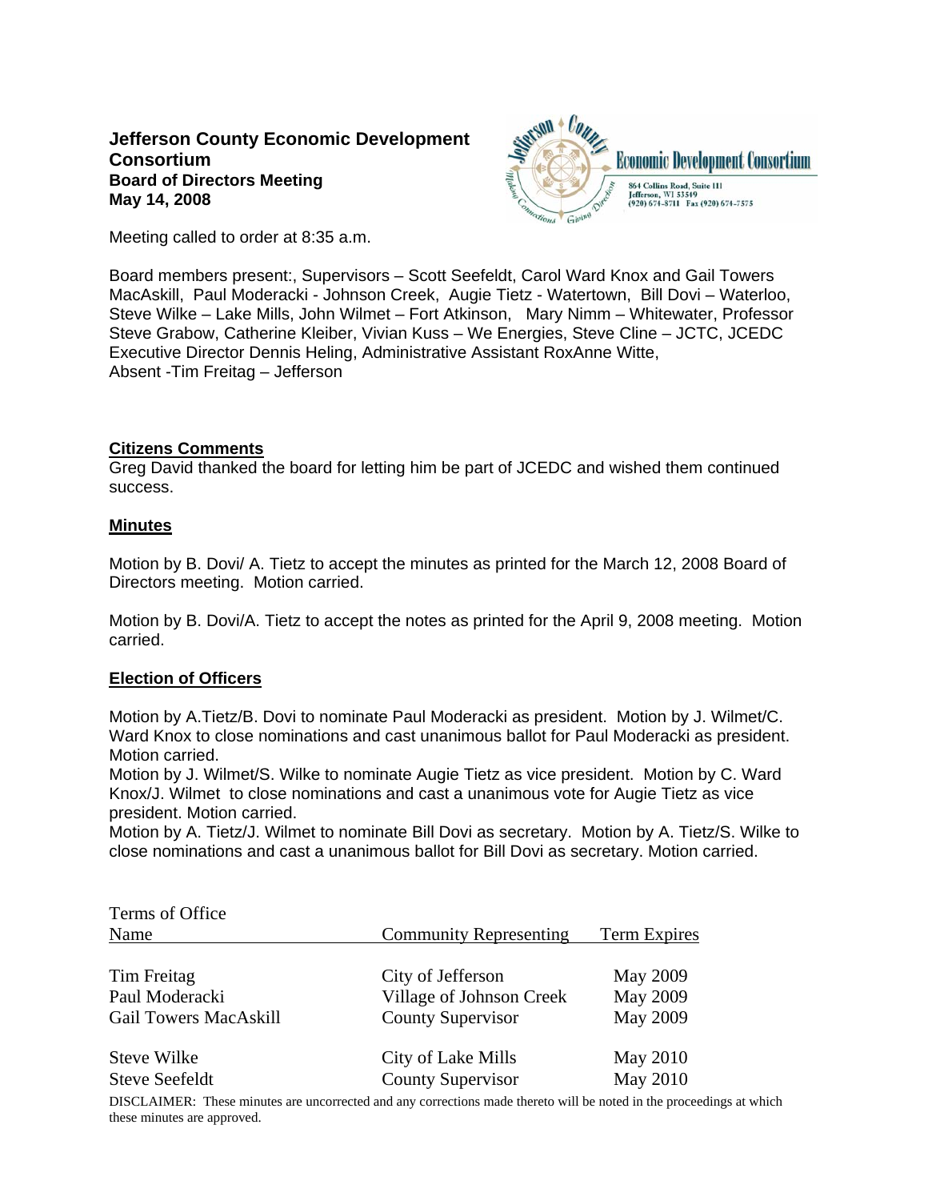**Jefferson County Economic Development Consortium**
**Board of Directors Meeting**
**May 14, 2008**

Jefferson County Economic Development Consortium
864 Collins Road, Suite 111
Jefferson, WI 53549
(920) 674-8711 Fax (920) 674-7575

Meeting called to order at 8:35 a.m.

Board members present:, Supervisors – Scott Seefeldt, Carol Ward Knox and Gail Towers MacAskill, Paul Moderacki - Johnson Creek, Augie Tietz - Watertown, Bill Dovi – Waterloo, Steve Wilke – Lake Mills, John Wilmet – Fort Atkinson, Mary Nimm – Whitewater, Professor Steve Grabow, Catherine Kleiber, Vivian Kuss – We Energies, Steve Cline – JCTC, JCEDC Executive Director Dennis Heling, Administrative Assistant RoxAnne Witte,
Absent -Tim Freitag – Jefferson

## Citizens Comments

Greg David thanked the board for letting him be part of JCEDC and wished them continued success.

## Minutes

Motion by B. Dovi/ A. Tietz to accept the minutes as printed for the March 12, 2008 Board of Directors meeting. Motion carried.

Motion by B. Dovi/A. Tietz to accept the notes as printed for the April 9, 2008 meeting. Motion carried.

## Election of Officers

Motion by A.Tietz/B. Dovi to nominate Paul Moderacki as president. Motion by J. Wilmet/C. Ward Knox to close nominations and cast unanimous ballot for Paul Moderacki as president. Motion carried.
Motion by J. Wilmet/S. Wilke to nominate Augie Tietz as vice president. Motion by C. Ward Knox/J. Wilmet to close nominations and cast a unanimous vote for Augie Tietz as vice president. Motion carried.
Motion by A. Tietz/J. Wilmet to nominate Bill Dovi as secretary. Motion by A. Tietz/S. Wilke to close nominations and cast a unanimous ballot for Bill Dovi as secretary. Motion carried.

Terms of Office

| Name | Community Representing | Term Expires |
|---|---|---|
| Tim Freitag | City of Jefferson | May 2009 |
| Paul Moderacki | Village of Johnson Creek | May 2009 |
| Gail Towers MacAskill | County Supervisor | May 2009 |
| Steve Wilke | City of Lake Mills | May 2010 |
| Steve Seefeldt | County Supervisor | May 2010 |

DISCLAIMER: These minutes are uncorrected and any corrections made thereto will be noted in the proceedings at which these minutes are approved.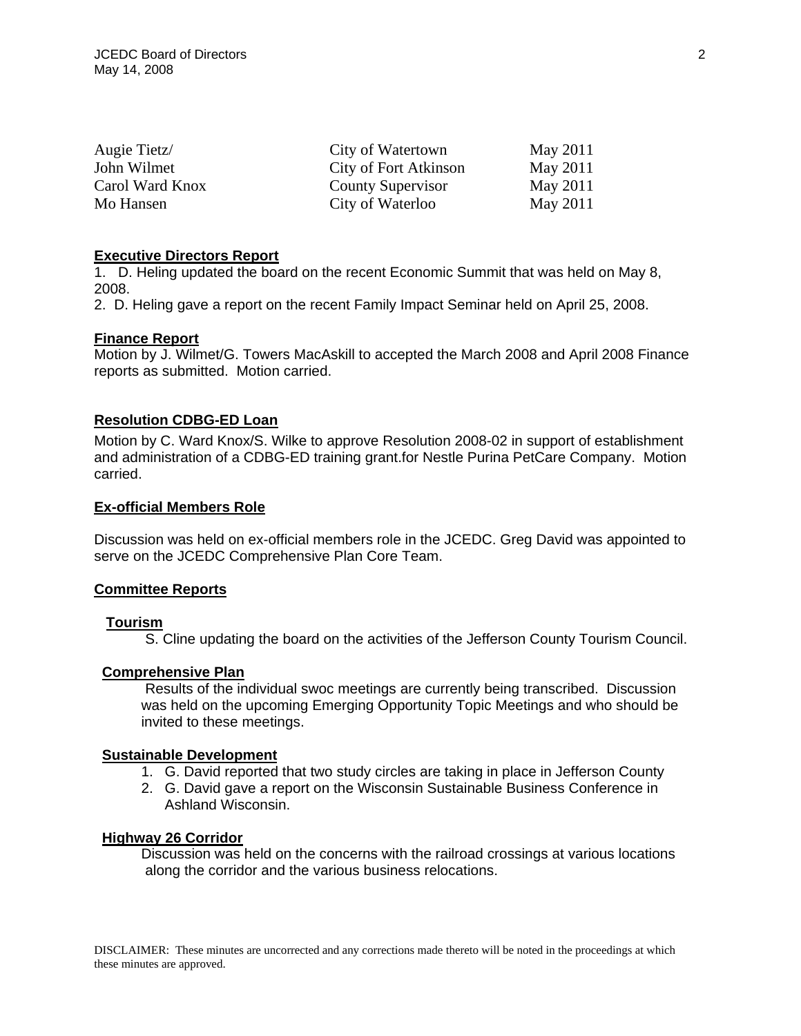| | | |
|---|---|---|
| Augie Tietz/ | City of Watertown | May 2011 |
| John Wilmet | City of Fort Atkinson | May 2011 |
| Carol Ward Knox | County Supervisor | May 2011 |
| Mo Hansen | City of Waterloo | May 2011 |

**Executive Directors Report**

1. D. Heling updated the board on the recent Economic Summit that was held on May 8, 2008.
2. D. Heling gave a report on the recent Family Impact Seminar held on April 25, 2008.

**Finance Report**

Motion by J. Wilmet/G. Towers MacAskill to accepted the March 2008 and April 2008 Finance reports as submitted. Motion carried.

**Resolution CDBG-ED Loan**

Motion by C. Ward Knox/S. Wilke to approve Resolution 2008-02 in support of establishment and administration of a CDBG-ED training grant.for Nestle Purina PetCare Company. Motion carried.

**Ex-official Members Role**

Discussion was held on ex-official members role in the JCEDC. Greg David was appointed to serve on the JCEDC Comprehensive Plan Core Team.

**Committee Reports**

**Tourism**

S. Cline updating the board on the activities of the Jefferson County Tourism Council.

**Comprehensive Plan**

Results of the individual swoc meetings are currently being transcribed. Discussion was held on the upcoming Emerging Opportunity Topic Meetings and who should be invited to these meetings.

**Sustainable Development**

1. G. David reported that two study circles are taking in place in Jefferson County
2. G. David gave a report on the Wisconsin Sustainable Business Conference in Ashland Wisconsin.

**Highway 26 Corridor**

Discussion was held on the concerns with the railroad crossings at various locations along the corridor and the various business relocations.

DISCLAIMER: These minutes are uncorrected and any corrections made thereto will be noted in the proceedings at which these minutes are approved.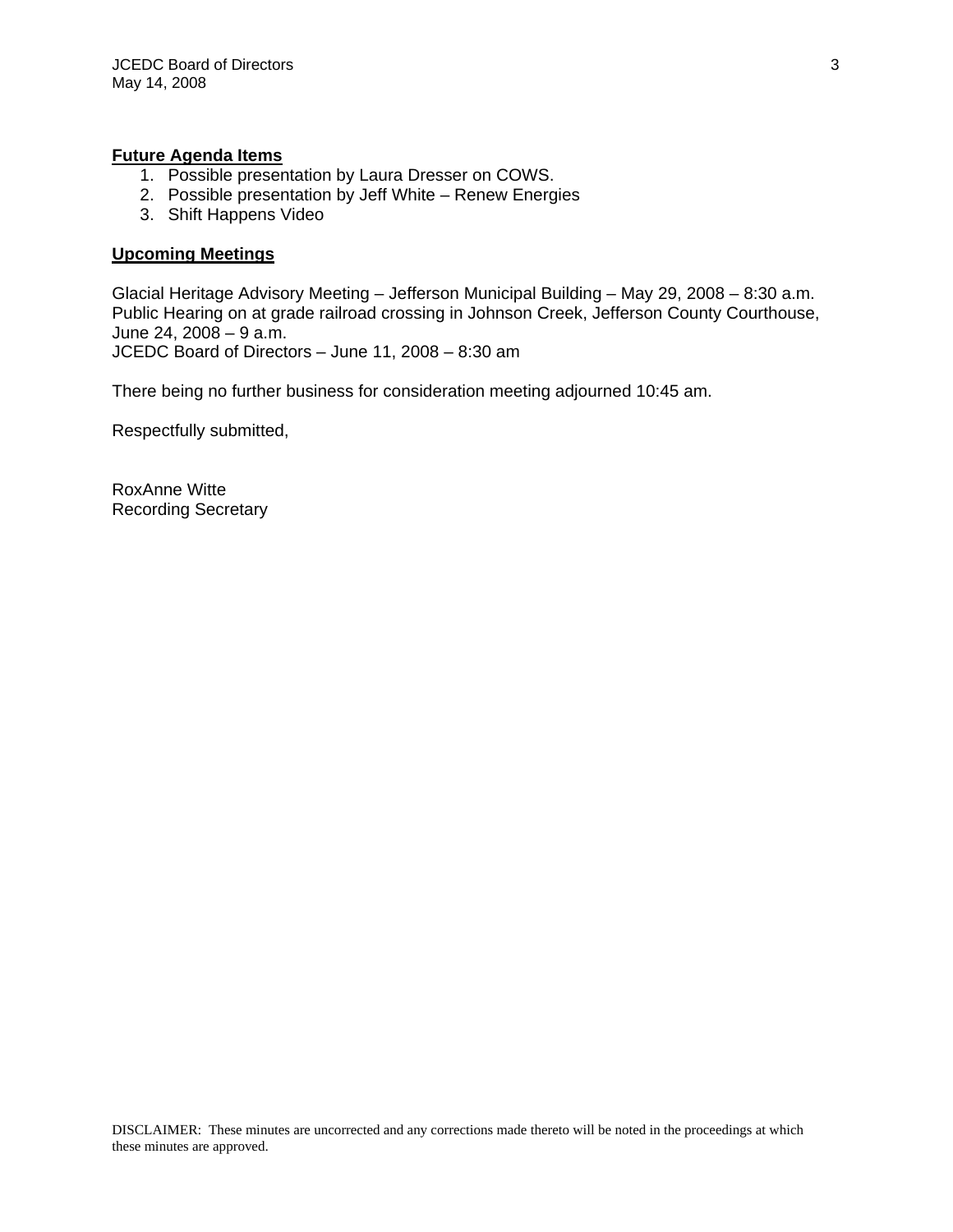**Future Agenda Items**

1. Possible presentation by Laura Dresser on COWS.
2. Possible presentation by Jeff White – Renew Energies
3. Shift Happens Video

**Upcoming Meetings**

Glacial Heritage Advisory Meeting – Jefferson Municipal Building – May 29, 2008 – 8:30 a.m.
Public Hearing on at grade railroad crossing in Johnson Creek, Jefferson County Courthouse, June 24, 2008 – 9 a.m.
JCEDC Board of Directors – June 11, 2008 – 8:30 am

There being no further business for consideration meeting adjourned 10:45 am.

Respectfully submitted,

RoxAnne Witte
Recording Secretary

DISCLAIMER: These minutes are uncorrected and any corrections made thereto will be noted in the proceedings at which these minutes are approved.